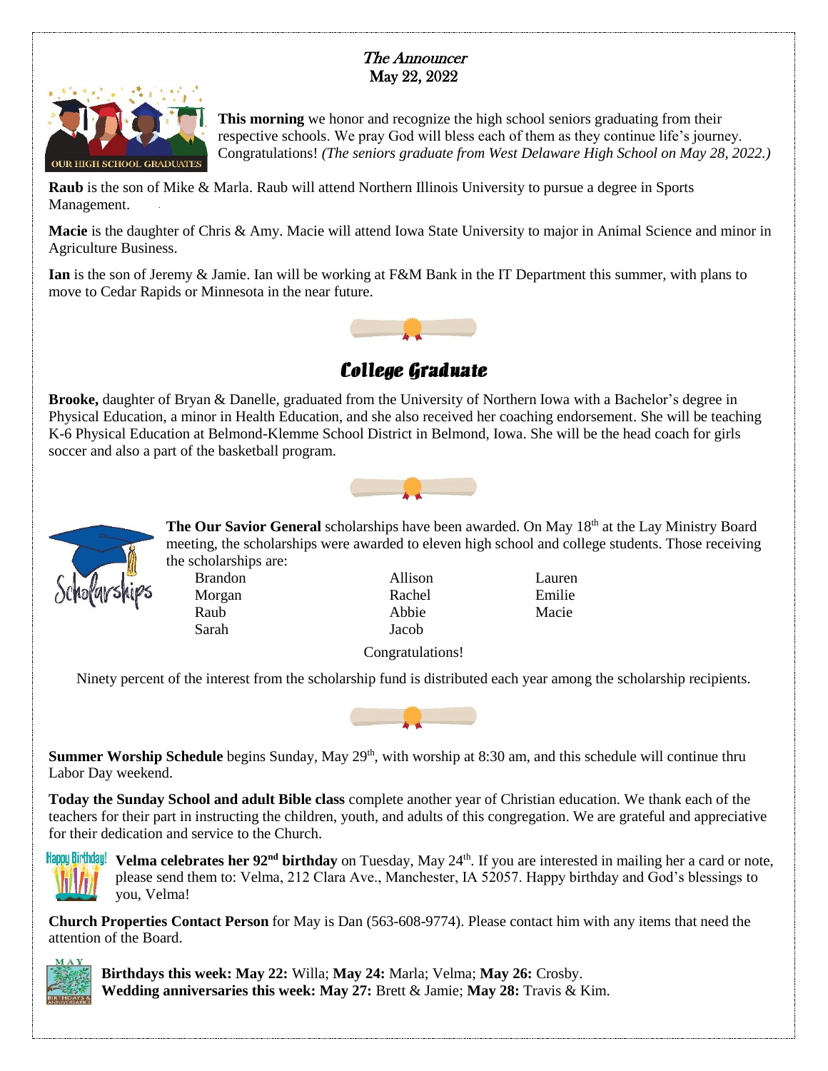*The Announcer*
May 22, 2022

**This morning** we honor and recognize the high school seniors graduating from their respective schools. We pray God will bless each of them as they continue life's journey. Congratulations! *(The seniors graduate from West Delaware High School on May 28, 2022.)*

**Raub** is the son of Mike & Marla. Raub will attend Northern Illinois University to pursue a degree in Sports Management.

**Macie** is the daughter of Chris & Amy. Macie will attend Iowa State University to major in Animal Science and minor in Agriculture Business.

**Ian** is the son of Jeremy & Jamie. Ian will be working at F&M Bank in the IT Department this summer, with plans to move to Cedar Rapids or Minnesota in the near future.

## College Graduate

**Brooke,** daughter of Bryan & Danelle, graduated from the University of Northern Iowa with a Bachelor's degree in Physical Education, a minor in Health Education, and she also received her coaching endorsement. She will be teaching K-6 Physical Education at Belmond-Klemme School District in Belmond, Iowa. She will be the head coach for girls soccer and also a part of the basketball program.

**The Our Savior General** scholarships have been awarded. On May 18th at the Lay Ministry Board meeting, the scholarships were awarded to eleven high school and college students. Those receiving the scholarships are:

| | | |
|---|---|---|
| Brandon | Allison | Lauren |
| Morgan | Rachel | Emilie |
| Raub | Abbie | Macie |
| Sarah | Jacob | |

Congratulations!

Ninety percent of the interest from the scholarship fund is distributed each year among the scholarship recipients.

**Summer Worship Schedule** begins Sunday, May 29th, with worship at 8:30 am, and this schedule will continue thru Labor Day weekend.

**Today the Sunday School and adult Bible class** complete another year of Christian education. We thank each of the teachers for their part in instructing the children, youth, and adults of this congregation. We are grateful and appreciative for their dedication and service to the Church.

**Velma celebrates her 92nd birthday** on Tuesday, May 24th. If you are interested in mailing her a card or note, please send them to: Velma, 212 Clara Ave., Manchester, IA 52057. Happy birthday and God's blessings to you, Velma!

**Church Properties Contact Person** for May is Dan (563-608-9774). Please contact him with any items that need the attention of the Board.

**Birthdays this week: May 22:** Willa; **May 24:** Marla; Velma; **May 26:** Crosby.
**Wedding anniversaries this week: May 27:** Brett & Jamie; **May 28:** Travis & Kim.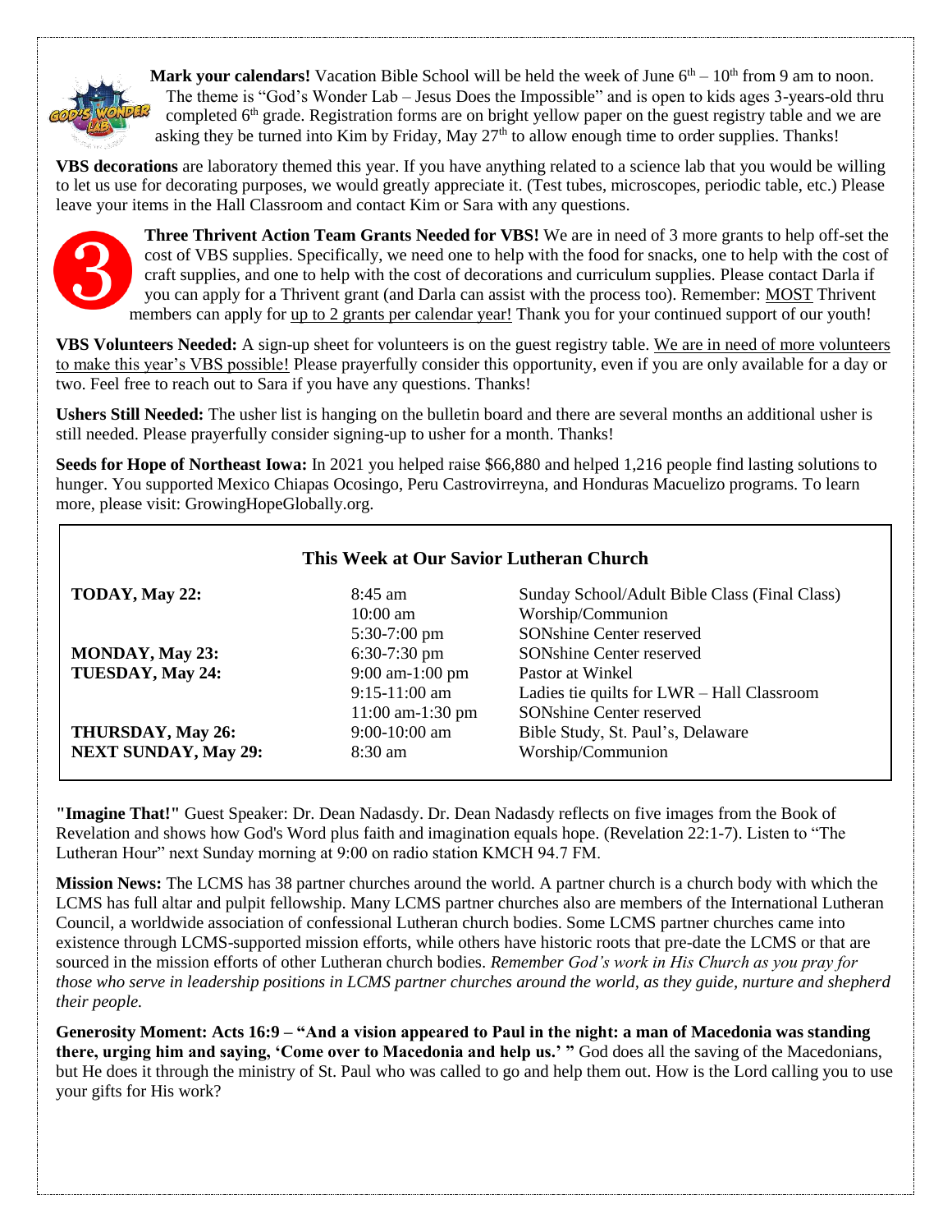**Mark your calendars!** Vacation Bible School will be held the week of June 6th – 10th from 9 am to noon. The theme is "God's Wonder Lab – Jesus Does the Impossible" and is open to kids ages 3-years-old thru completed 6th grade. Registration forms are on bright yellow paper on the guest registry table and we are asking they be turned into Kim by Friday, May 27th to allow enough time to order supplies. Thanks!

**VBS decorations** are laboratory themed this year. If you have anything related to a science lab that you would be willing to let us use for decorating purposes, we would greatly appreciate it. (Test tubes, microscopes, periodic table, etc.) Please leave your items in the Hall Classroom and contact Kim or Sara with any questions.

**Three Thrivent Action Team Grants Needed for VBS!** We are in need of 3 more grants to help off-set the cost of VBS supplies. Specifically, we need one to help with the food for snacks, one to help with the cost of craft supplies, and one to help with the cost of decorations and curriculum supplies. Please contact Darla if you can apply for a Thrivent grant (and Darla can assist with the process too). Remember: MOST Thrivent members can apply for up to 2 grants per calendar year! Thank you for your continued support of our youth!

**VBS Volunteers Needed:** A sign-up sheet for volunteers is on the guest registry table. We are in need of more volunteers to make this year's VBS possible! Please prayerfully consider this opportunity, even if you are only available for a day or two. Feel free to reach out to Sara if you have any questions. Thanks!

**Ushers Still Needed:** The usher list is hanging on the bulletin board and there are several months an additional usher is still needed. Please prayerfully consider signing-up to usher for a month. Thanks!

**Seeds for Hope of Northeast Iowa:** In 2021 you helped raise $66,880 and helped 1,216 people find lasting solutions to hunger. You supported Mexico Chiapas Ocosingo, Peru Castrovirreyna, and Honduras Macuelizo programs. To learn more, please visit: GrowingHopeGlobally.org.

**This Week at Our Savior Lutheran Church**

| | | |
|---|---|---|
| **TODAY, May 22:** | 8:45 am | Sunday School/Adult Bible Class (Final Class) |
| | 10:00 am | Worship/Communion |
| | 5:30-7:00 pm | SONshine Center reserved |
| **MONDAY, May 23:** | 6:30-7:30 pm | SONshine Center reserved |
| **TUESDAY, May 24:** | 9:00 am-1:00 pm | Pastor at Winkel |
| | 9:15-11:00 am | Ladies tie quilts for LWR – Hall Classroom |
| | 11:00 am-1:30 pm | SONshine Center reserved |
| **THURSDAY, May 26:** | 9:00-10:00 am | Bible Study, St. Paul's, Delaware |
| **NEXT SUNDAY, May 29:** | 8:30 am | Worship/Communion |

**"Imagine That!"** Guest Speaker: Dr. Dean Nadasdy. Dr. Dean Nadasdy reflects on five images from the Book of Revelation and shows how God's Word plus faith and imagination equals hope. (Revelation 22:1-7). Listen to "The Lutheran Hour" next Sunday morning at 9:00 on radio station KMCH 94.7 FM.

**Mission News:** The LCMS has 38 partner churches around the world. A partner church is a church body with which the LCMS has full altar and pulpit fellowship. Many LCMS partner churches also are members of the International Lutheran Council, a worldwide association of confessional Lutheran church bodies. Some LCMS partner churches came into existence through LCMS-supported mission efforts, while others have historic roots that pre-date the LCMS or that are sourced in the mission efforts of other Lutheran church bodies. *Remember God's work in His Church as you pray for those who serve in leadership positions in LCMS partner churches around the world, as they guide, nurture and shepherd their people.*

**Generosity Moment: Acts 16:9 – "And a vision appeared to Paul in the night: a man of Macedonia was standing there, urging him and saying, 'Come over to Macedonia and help us.' "** God does all the saving of the Macedonians, but He does it through the ministry of St. Paul who was called to go and help them out. How is the Lord calling you to use your gifts for His work?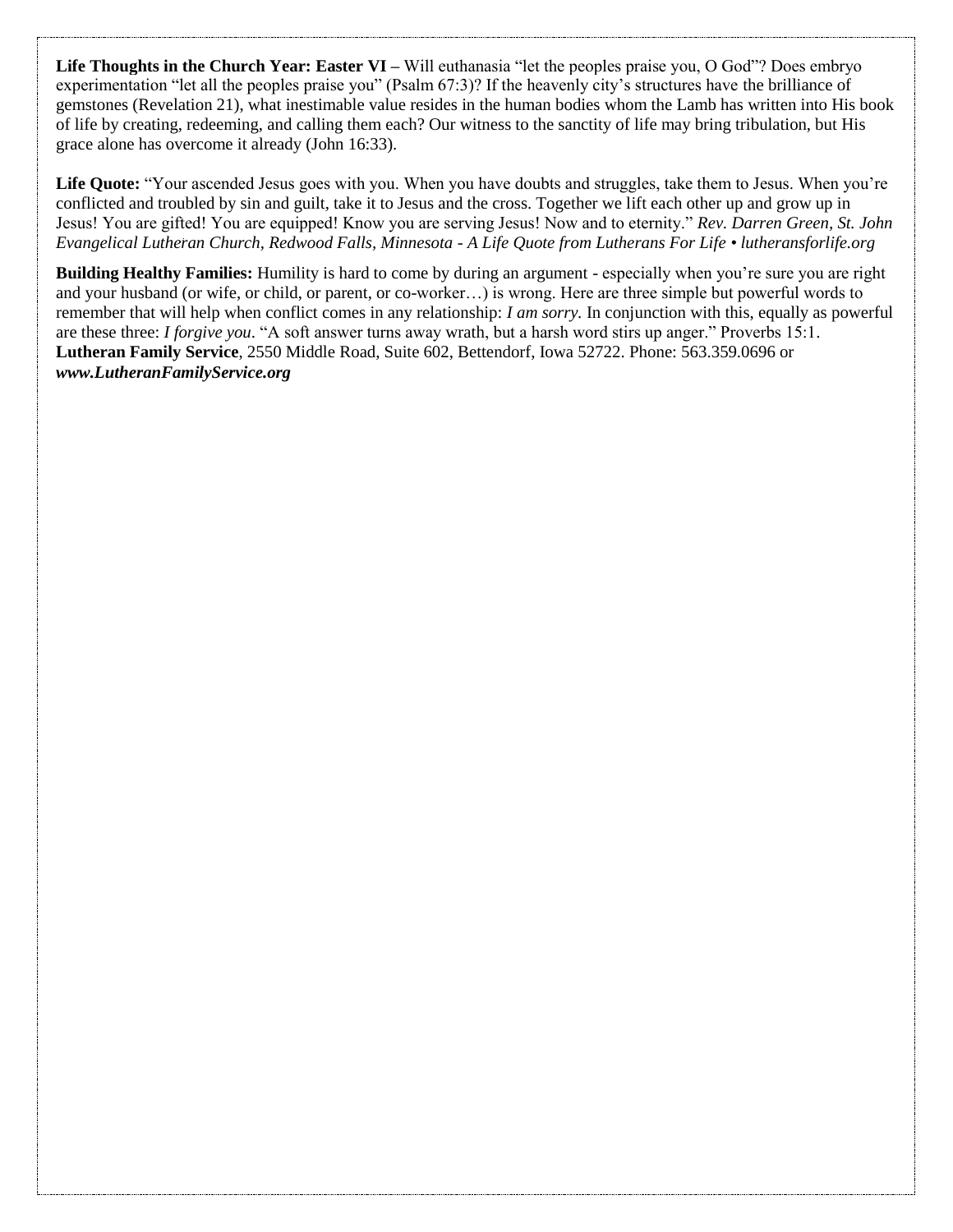**Life Thoughts in the Church Year: Easter VI –** Will euthanasia "let the peoples praise you, O God"? Does embryo experimentation "let all the peoples praise you" (Psalm 67:3)? If the heavenly city's structures have the brilliance of gemstones (Revelation 21), what inestimable value resides in the human bodies whom the Lamb has written into His book of life by creating, redeeming, and calling them each? Our witness to the sanctity of life may bring tribulation, but His grace alone has overcome it already (John 16:33).

**Life Quote:** "Your ascended Jesus goes with you. When you have doubts and struggles, take them to Jesus. When you're conflicted and troubled by sin and guilt, take it to Jesus and the cross. Together we lift each other up and grow up in Jesus! You are gifted! You are equipped! Know you are serving Jesus! Now and to eternity." *Rev. Darren Green, St. John Evangelical Lutheran Church, Redwood Falls, Minnesota - A Life Quote from Lutherans For Life • lutheransforlife.org*

**Building Healthy Families:** Humility is hard to come by during an argument - especially when you're sure you are right and your husband (or wife, or child, or parent, or co-worker…) is wrong. Here are three simple but powerful words to remember that will help when conflict comes in any relationship: *I am sorry.* In conjunction with this, equally as powerful are these three: *I forgive you*. "A soft answer turns away wrath, but a harsh word stirs up anger." Proverbs 15:1.
**Lutheran Family Service**, 2550 Middle Road, Suite 602, Bettendorf, Iowa 52722. Phone: 563.359.0696 or ***www.LutheranFamilyService.org***